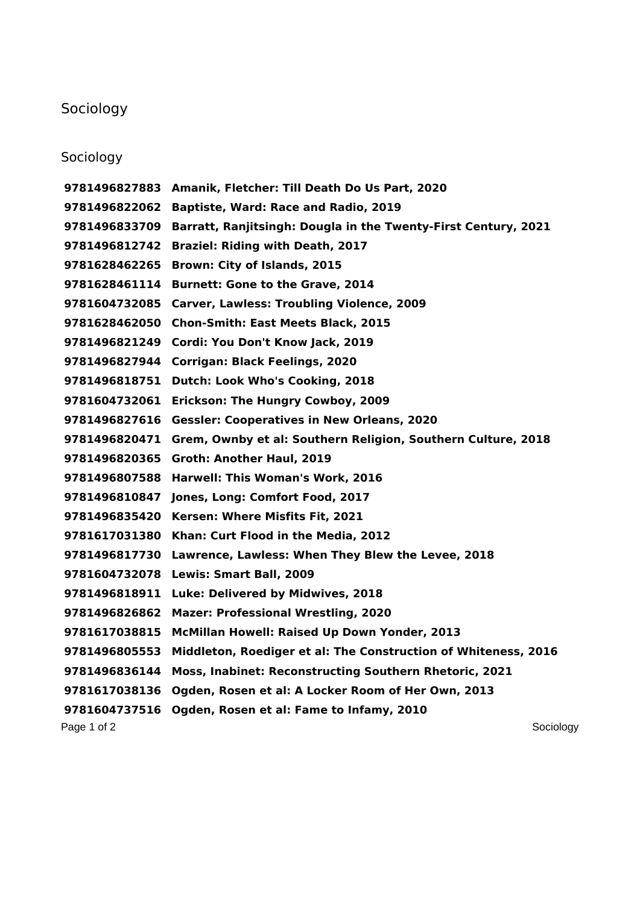# Sociology

## Sociology

| | |
|---|---|
| **9781496827883** | **Amanik, Fletcher: Till Death Do Us Part, 2020** |
| **9781496822062** | **Baptiste, Ward: Race and Radio, 2019** |
| **9781496833709** | **Barratt, Ranjitsingh: Dougla in the Twenty-First Century, 2021** |
| **9781496812742** | **Braziel: Riding with Death, 2017** |
| **9781628462265** | **Brown: City of Islands, 2015** |
| **9781628461114** | **Burnett: Gone to the Grave, 2014** |
| **9781604732085** | **Carver, Lawless: Troubling Violence, 2009** |
| **9781628462050** | **Chon-Smith: East Meets Black, 2015** |
| **9781496821249** | **Cordi: You Don't Know Jack, 2019** |
| **9781496827944** | **Corrigan: Black Feelings, 2020** |
| **9781496818751** | **Dutch: Look Who's Cooking, 2018** |
| **9781604732061** | **Erickson: The Hungry Cowboy, 2009** |
| **9781496827616** | **Gessler: Cooperatives in New Orleans, 2020** |
| **9781496820471** | **Grem, Ownby et al: Southern Religion, Southern Culture, 2018** |
| **9781496820365** | **Groth: Another Haul, 2019** |
| **9781496807588** | **Harwell: This Woman's Work, 2016** |
| **9781496810847** | **Jones, Long: Comfort Food, 2017** |
| **9781496835420** | **Kersen: Where Misfits Fit, 2021** |
| **9781617031380** | **Khan: Curt Flood in the Media, 2012** |
| **9781496817730** | **Lawrence, Lawless: When They Blew the Levee, 2018** |
| **9781604732078** | **Lewis: Smart Ball, 2009** |
| **9781496818911** | **Luke: Delivered by Midwives, 2018** |
| **9781496826862** | **Mazer: Professional Wrestling, 2020** |
| **9781617038815** | **McMillan Howell: Raised Up Down Yonder, 2013** |
| **9781496805553** | **Middleton, Roediger et al: The Construction of Whiteness, 2016** |
| **9781496836144** | **Moss, Inabinet: Reconstructing Southern Rhetoric, 2021** |
| **9781617038136** | **Ogden, Rosen et al: A Locker Room of Her Own, 2013** |
| **9781604737516** | **Ogden, Rosen et al: Fame to Infamy, 2010** |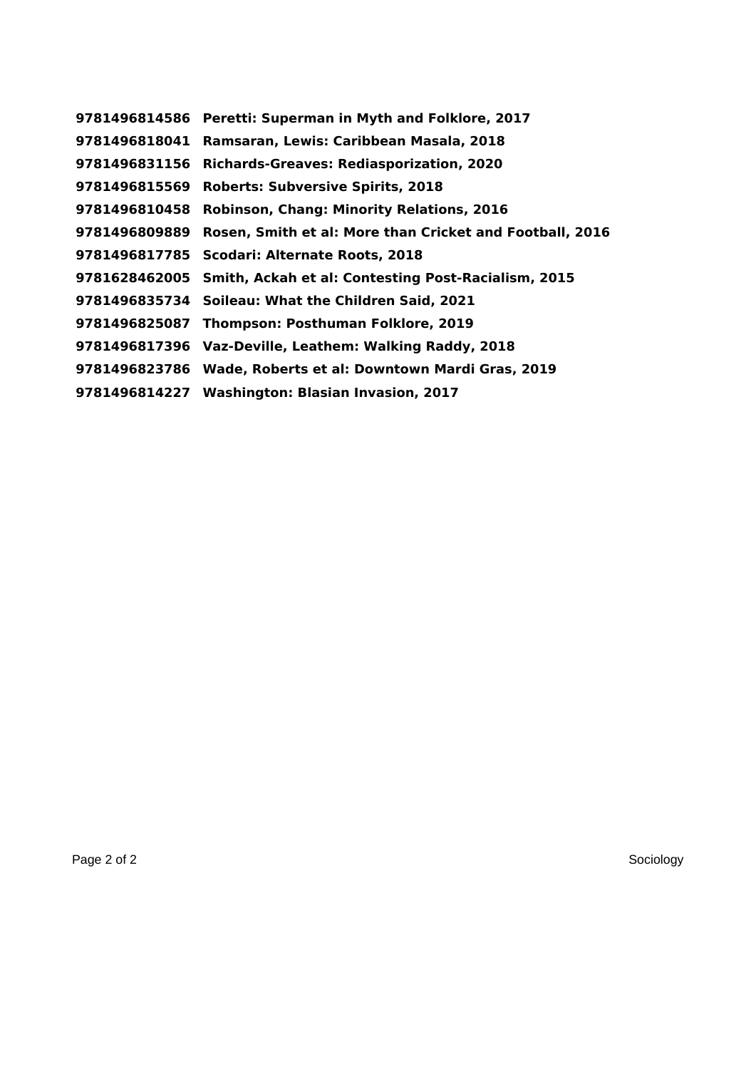**9781496814586 Peretti: Superman in Myth and Folklore, 2017**
**9781496818041 Ramsaran, Lewis: Caribbean Masala, 2018**
**9781496831156 Richards-Greaves: Rediasporization, 2020**
**9781496815569 Roberts: Subversive Spirits, 2018**
**9781496810458 Robinson, Chang: Minority Relations, 2016**
**9781496809889 Rosen, Smith et al: More than Cricket and Football, 2016**
**9781496817785 Scodari: Alternate Roots, 2018**
**9781628462005 Smith, Ackah et al: Contesting Post-Racialism, 2015**
**9781496835734 Soileau: What the Children Said, 2021**
**9781496825087 Thompson: Posthuman Folklore, 2019**
**9781496817396 Vaz-Deville, Leathem: Walking Raddy, 2018**
**9781496823786 Wade, Roberts et al: Downtown Mardi Gras, 2019**
**9781496814227 Washington: Blasian Invasion, 2017**